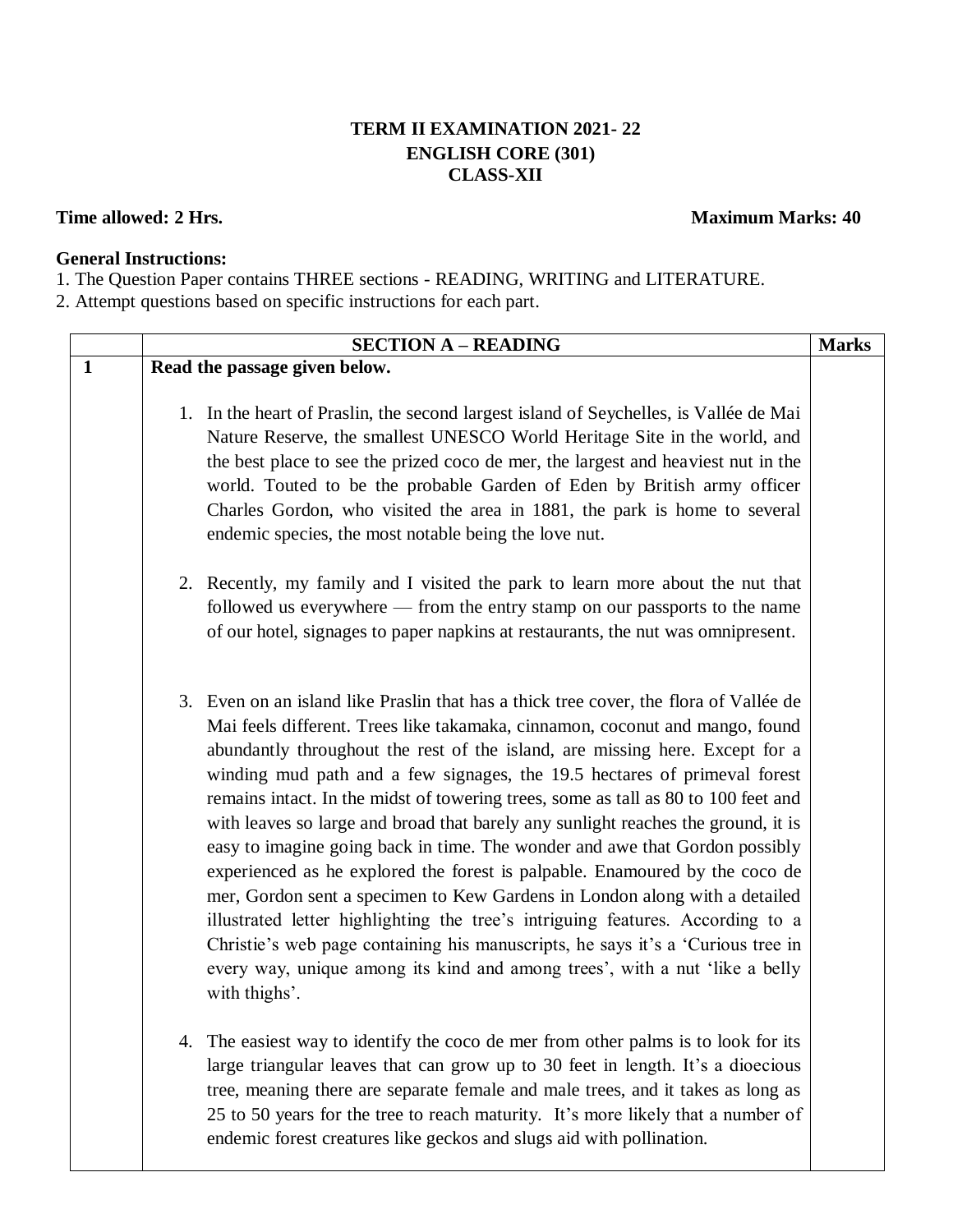# TERM II EXAMINATION 2021- 22
## ENGLISH CORE (301)
## CLASS-XII

**Time allowed: 2 Hrs.** **Maximum Marks: 40**

**General Instructions:**

1. The Question Paper contains THREE sections - READING, WRITING and LITERATURE.
2. Attempt questions based on specific instructions for each part.

| | **SECTION A – READING** | **Marks** |
|---|---|---|
| **1** | **Read the passage given below.**<br><br>1. In the heart of Praslin, the second largest island of Seychelles, is Vallée de Mai Nature Reserve, the smallest UNESCO World Heritage Site in the world, and the best place to see the prized coco de mer, the largest and heaviest nut in the world. Touted to be the probable Garden of Eden by British army officer Charles Gordon, who visited the area in 1881, the park is home to several endemic species, the most notable being the love nut.<br><br>2. Recently, my family and I visited the park to learn more about the nut that followed us everywhere — from the entry stamp on our passports to the name of our hotel, signages to paper napkins at restaurants, the nut was omnipresent.<br><br>3. Even on an island like Praslin that has a thick tree cover, the flora of Vallée de Mai feels different. Trees like takamaka, cinnamon, coconut and mango, found abundantly throughout the rest of the island, are missing here. Except for a winding mud path and a few signages, the 19.5 hectares of primeval forest remains intact. In the midst of towering trees, some as tall as 80 to 100 feet and with leaves so large and broad that barely any sunlight reaches the ground, it is easy to imagine going back in time. The wonder and awe that Gordon possibly experienced as he explored the forest is palpable. Enamoured by the coco de mer, Gordon sent a specimen to Kew Gardens in London along with a detailed illustrated letter highlighting the tree's intriguing features. According to a Christie's web page containing his manuscripts, he says it's a 'Curious tree in every way, unique among its kind and among trees', with a nut 'like a belly with thighs'.<br><br>4. The easiest way to identify the coco de mer from other palms is to look for its large triangular leaves that can grow up to 30 feet in length. It's a dioecious tree, meaning there are separate female and male trees, and it takes as long as 25 to 50 years for the tree to reach maturity. It's more likely that a number of endemic forest creatures like geckos and slugs aid with pollination. | |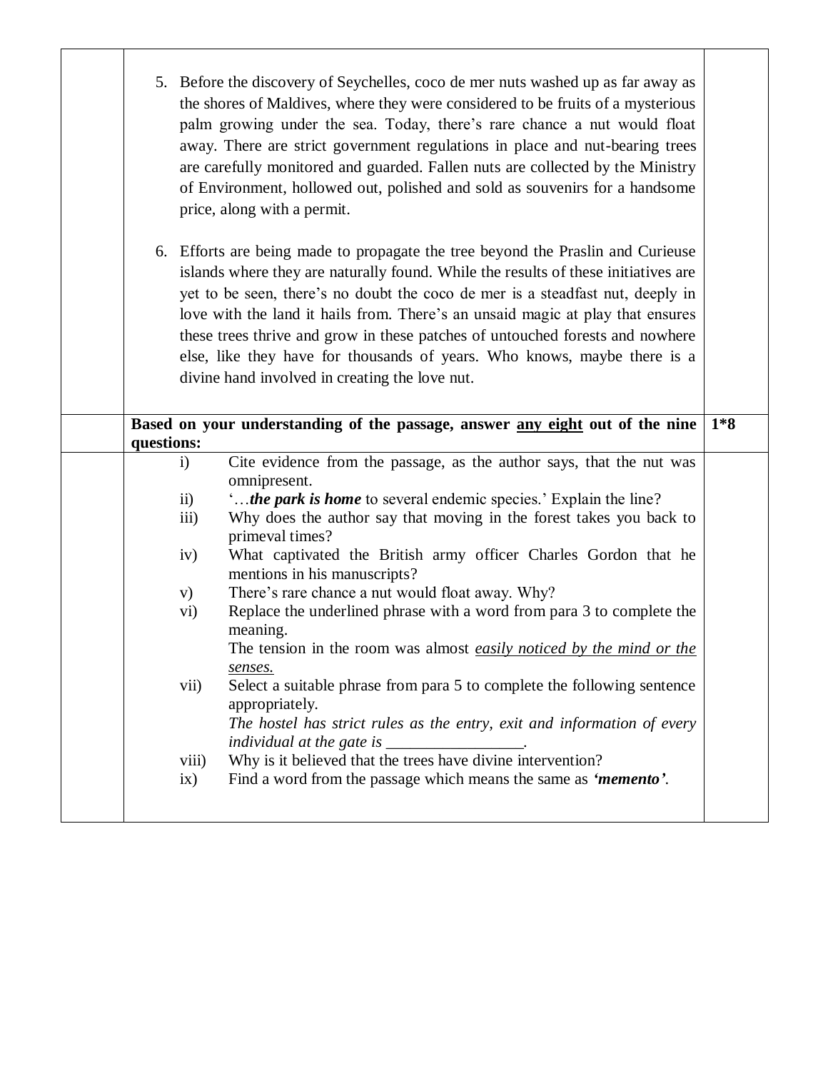5. Before the discovery of Seychelles, coco de mer nuts washed up as far away as the shores of Maldives, where they were considered to be fruits of a mysterious palm growing under the sea. Today, there's rare chance a nut would float away. There are strict government regulations in place and nut-bearing trees are carefully monitored and guarded. Fallen nuts are collected by the Ministry of Environment, hollowed out, polished and sold as souvenirs for a handsome price, along with a permit.

6. Efforts are being made to propagate the tree beyond the Praslin and Curieuse islands where they are naturally found. While the results of these initiatives are yet to be seen, there's no doubt the coco de mer is a steadfast nut, deeply in love with the land it hails from. There's an unsaid magic at play that ensures these trees thrive and grow in these patches of untouched forests and nowhere else, like they have for thousands of years. Who knows, maybe there is a divine hand involved in creating the love nut.

**Based on your understanding of the passage, answer <u>any eight</u> out of the nine questions:** **1*8**

i) Cite evidence from the passage, as the author says, that the nut was omnipresent.

ii) '…***the park is home*** to several endemic species.' Explain the line?

iii) Why does the author say that moving in the forest takes you back to primeval times?

iv) What captivated the British army officer Charles Gordon that he mentions in his manuscripts?

v) There's rare chance a nut would float away. Why?

vi) Replace the underlined phrase with a word from para 3 to complete the meaning.
The tension in the room was almost <u>*easily noticed by the mind or the senses.*</u>

vii) Select a suitable phrase from para 5 to complete the following sentence appropriately.
*The hostel has strict rules as the entry, exit and information of every individual at the gate is _________________.*

viii) Why is it believed that the trees have divine intervention?

ix) Find a word from the passage which means the same as ***'memento'***.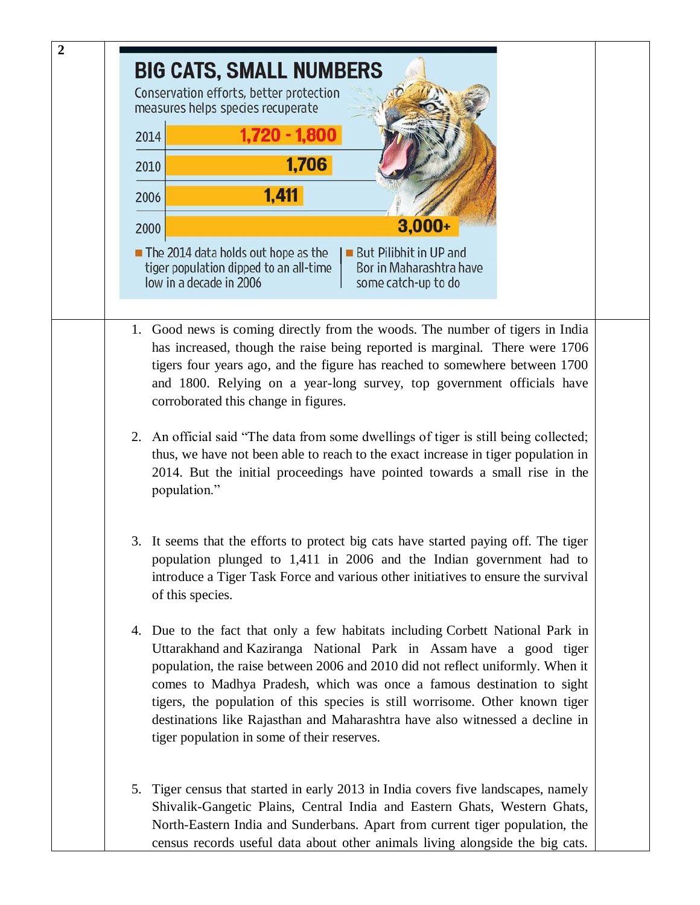**2**

## BIG CATS, SMALL NUMBERS

Conservation efforts, better protection measures helps species recuperate

| Year | Tigers |
| --- | --- |
| 2014 | 1,720 - 1,800 |
| 2010 | 1,706 |
| 2006 | 1,411 |
| 2000 | 3,000+ |

- The 2014 data holds out hope as the tiger population dipped to an all-time low in a decade in 2006
- But Pilibhit in UP and Bor in Maharashtra have some catch-up to do

1. Good news is coming directly from the woods. The number of tigers in India has increased, though the raise being reported is marginal. There were 1706 tigers four years ago, and the figure has reached to somewhere between 1700 and 1800. Relying on a year-long survey, top government officials have corroborated this change in figures.

2. An official said "The data from some dwellings of tiger is still being collected; thus, we have not been able to reach to the exact increase in tiger population in 2014. But the initial proceedings have pointed towards a small rise in the population."

3. It seems that the efforts to protect big cats have started paying off. The tiger population plunged to 1,411 in 2006 and the Indian government had to introduce a Tiger Task Force and various other initiatives to ensure the survival of this species.

4. Due to the fact that only a few habitats including Corbett National Park in Uttarakhand and Kaziranga National Park in Assam have a good tiger population, the raise between 2006 and 2010 did not reflect uniformly. When it comes to Madhya Pradesh, which was once a famous destination to sight tigers, the population of this species is still worrisome. Other known tiger destinations like Rajasthan and Maharashtra have also witnessed a decline in tiger population in some of their reserves.

5. Tiger census that started in early 2013 in India covers five landscapes, namely Shivalik-Gangetic Plains, Central India and Eastern Ghats, Western Ghats, North-Eastern India and Sunderbans. Apart from current tiger population, the census records useful data about other animals living alongside the big cats.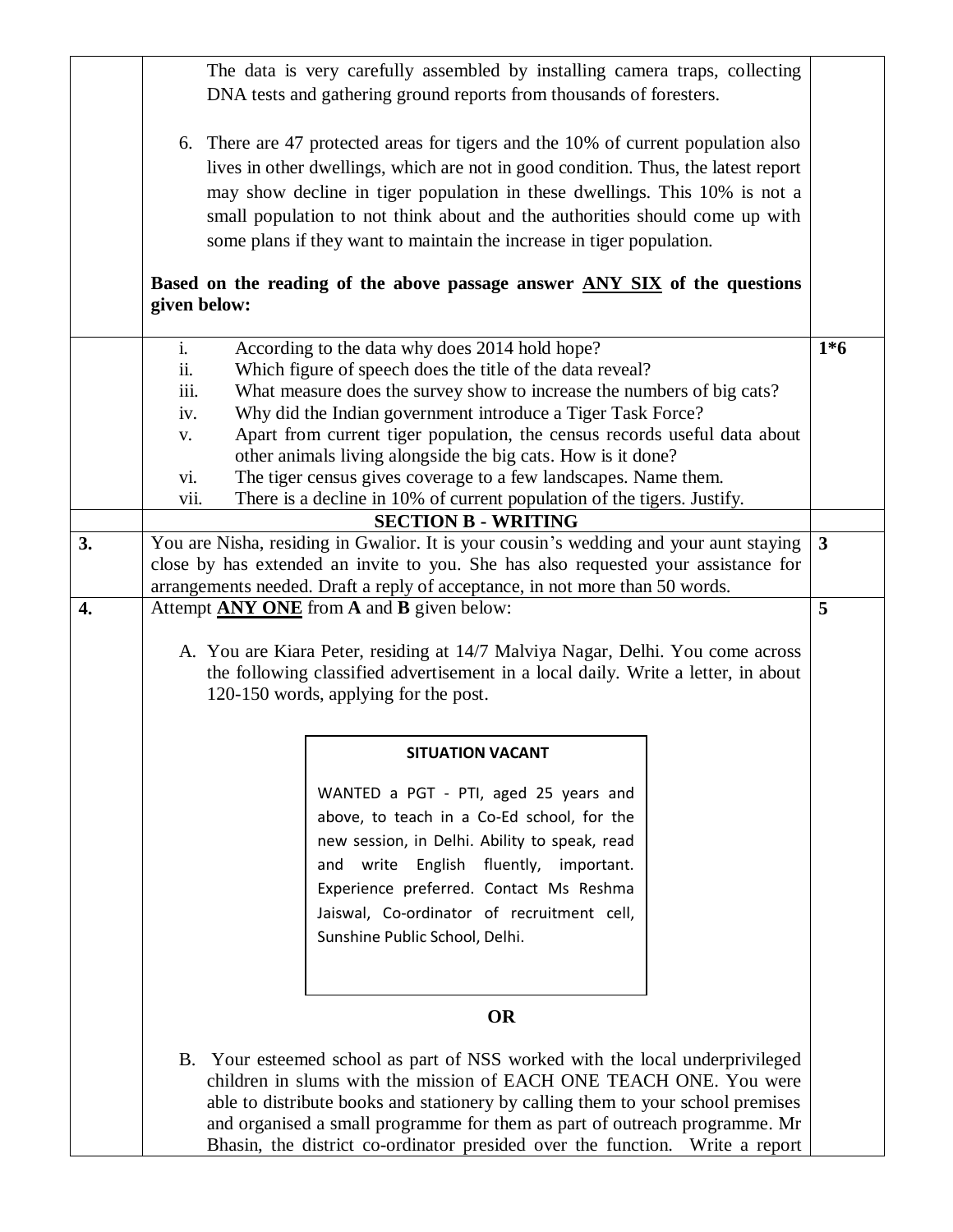The data is very carefully assembled by installing camera traps, collecting DNA tests and gathering ground reports from thousands of foresters.

6. There are 47 protected areas for tigers and the 10% of current population also lives in other dwellings, which are not in good condition. Thus, the latest report may show decline in tiger population in these dwellings. This 10% is not a small population to not think about and the authorities should come up with some plans if they want to maintain the increase in tiger population.

**Based on the reading of the above passage answer ANY SIX of the questions given below:** (1*6)

i. According to the data why does 2014 hold hope?
ii. Which figure of speech does the title of the data reveal?
iii. What measure does the survey show to increase the numbers of big cats?
iv. Why did the Indian government introduce a Tiger Task Force?
v. Apart from current tiger population, the census records useful data about other animals living alongside the big cats. How is it done?
vi. The tiger census gives coverage to a few landscapes. Name them.
vii. There is a decline in 10% of current population of the tigers. Justify.

## SECTION B - WRITING

**3.** You are Nisha, residing in Gwalior. It is your cousin's wedding and your aunt staying close by has extended an invite to you. She has also requested your assistance for arrangements needed. Draft a reply of acceptance, in not more than 50 words. (3)

**4.** Attempt **ANY ONE** from **A** and **B** given below: (5)

A. You are Kiara Peter, residing at 14/7 Malviya Nagar, Delhi. You come across the following classified advertisement in a local daily. Write a letter, in about 120-150 words, applying for the post.

> **SITUATION VACANT**
>
> WANTED a PGT - PTI, aged 25 years and above, to teach in a Co-Ed school, for the new session, in Delhi. Ability to speak, read and write English fluently, important. Experience preferred. Contact Ms Reshma Jaiswal, Co-ordinator of recruitment cell, Sunshine Public School, Delhi.

**OR**

B. Your esteemed school as part of NSS worked with the local underprivileged children in slums with the mission of EACH ONE TEACH ONE. You were able to distribute books and stationery by calling them to your school premises and organised a small programme for them as part of outreach programme. Mr Bhasin, the district co-ordinator presided over the function. Write a report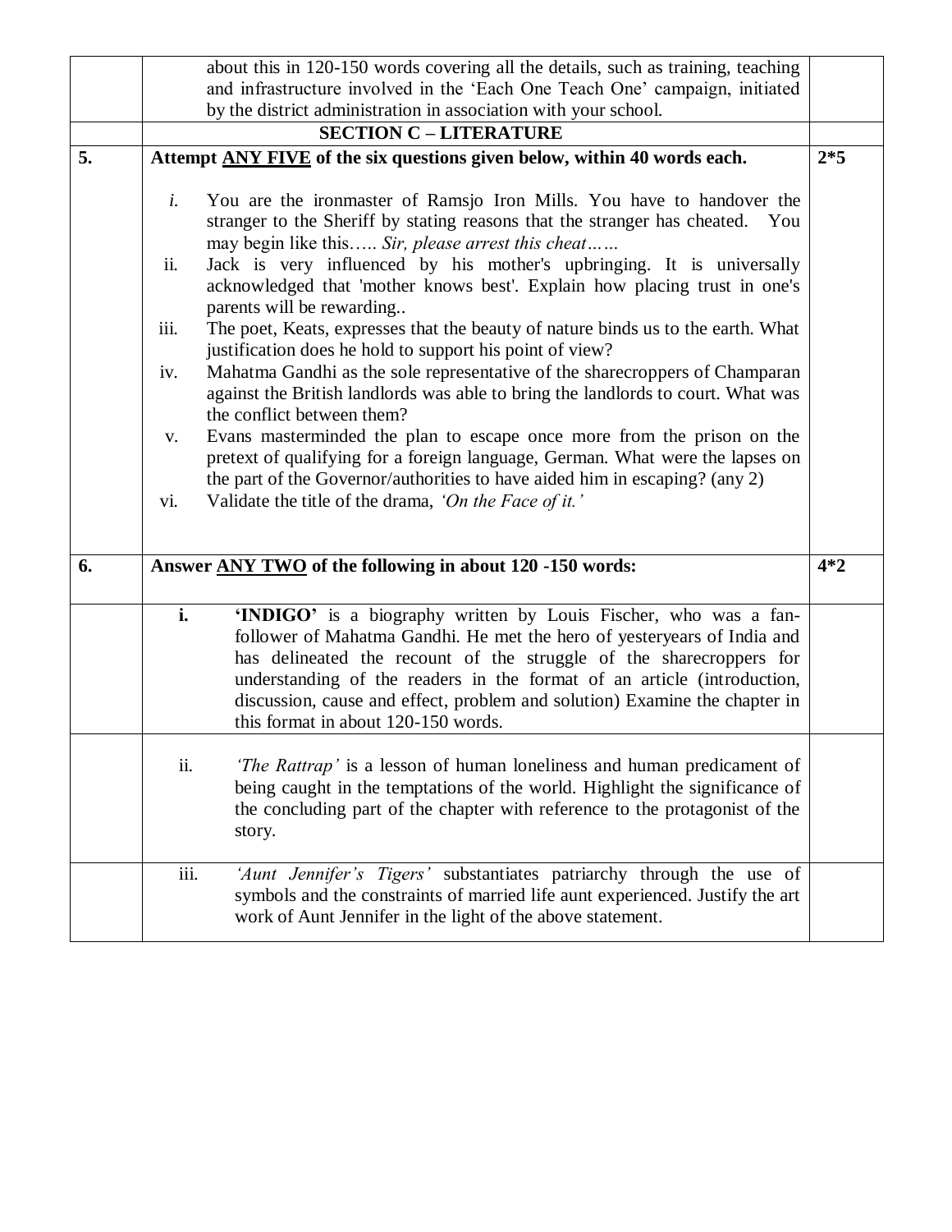| | | |
|---|---|---|
| | about this in 120-150 words covering all the details, such as training, teaching and infrastructure involved in the 'Each One Teach One' campaign, initiated by the district administration in association with your school. | |
| | **SECTION C – LITERATURE** | |
| **5.** | **Attempt ANY FIVE of the six questions given below, within 40 words each.**<br><br>*i.* You are the ironmaster of Ramsjo Iron Mills. You have to handover the stranger to the Sheriff by stating reasons that the stranger has cheated. You may begin like this….. *Sir, please arrest this cheat……*<br>ii. Jack is very influenced by his mother's upbringing. It is universally acknowledged that 'mother knows best'. Explain how placing trust in one's parents will be rewarding..<br>iii. The poet, Keats, expresses that the beauty of nature binds us to the earth. What justification does he hold to support his point of view?<br>iv. Mahatma Gandhi as the sole representative of the sharecroppers of Champaran against the British landlords was able to bring the landlords to court. What was the conflict between them?<br>v. Evans masterminded the plan to escape once more from the prison on the pretext of qualifying for a foreign language, German. What were the lapses on the part of the Governor/authorities to have aided him in escaping? (any 2)<br>vi. Validate the title of the drama, *'On the Face of it.'* | **2*5** |
| **6.** | **Answer ANY TWO of the following in about 120 -150 words:** | **4*2** |
| | **i.** **'INDIGO'** is a biography written by Louis Fischer, who was a fan-follower of Mahatma Gandhi. He met the hero of yesteryears of India and has delineated the recount of the struggle of the sharecroppers for understanding of the readers in the format of an article (introduction, discussion, cause and effect, problem and solution) Examine the chapter in this format in about 120-150 words. | |
| | ii. *'The Rattrap'* is a lesson of human loneliness and human predicament of being caught in the temptations of the world. Highlight the significance of the concluding part of the chapter with reference to the protagonist of the story. | |
| | iii. *'Aunt Jennifer's Tigers'* substantiates patriarchy through the use of symbols and the constraints of married life aunt experienced. Justify the art work of Aunt Jennifer in the light of the above statement. | |